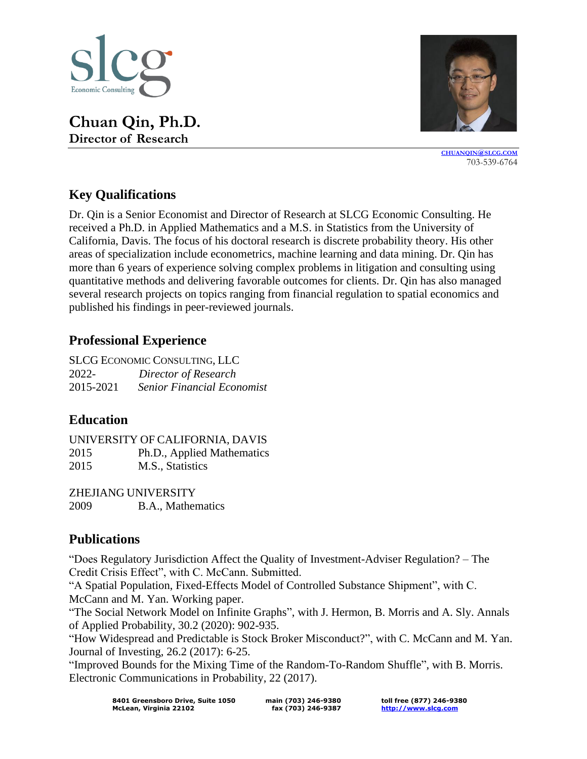# Chuan Qin, Ph.D.

**Director of Research**

CHUANQIN@SLCG.COM
703-539-6764

## Key Qualifications

Dr. Qin is a Senior Economist and Director of Research at SLCG Economic Consulting. He received a Ph.D. in Applied Mathematics and a M.S. in Statistics from the University of California, Davis. The focus of his doctoral research is discrete probability theory. His other areas of specialization include econometrics, machine learning and data mining. Dr. Qin has more than 6 years of experience solving complex problems in litigation and consulting using quantitative methods and delivering favorable outcomes for clients. Dr. Qin has also managed several research projects on topics ranging from financial regulation to spatial economics and published his findings in peer-reviewed journals.

## Professional Experience

SLCG ECONOMIC CONSULTING, LLC

| | |
|---|---|
| 2022- | *Director of Research* |
| 2015-2021 | *Senior Financial Economist* |

## Education

UNIVERSITY OF CALIFORNIA, DAVIS

| | |
|---|---|
| 2015 | Ph.D., Applied Mathematics |
| 2015 | M.S., Statistics |

ZHEJIANG UNIVERSITY

| | |
|---|---|
| 2009 | B.A., Mathematics |

## Publications

"Does Regulatory Jurisdiction Affect the Quality of Investment-Adviser Regulation? – The Credit Crisis Effect", with C. McCann. Submitted.

"A Spatial Population, Fixed-Effects Model of Controlled Substance Shipment", with C. McCann and M. Yan. Working paper.

"The Social Network Model on Infinite Graphs", with J. Hermon, B. Morris and A. Sly. Annals of Applied Probability, 30.2 (2020): 902-935.

"How Widespread and Predictable is Stock Broker Misconduct?", with C. McCann and M. Yan. Journal of Investing, 26.2 (2017): 6-25.

"Improved Bounds for the Mixing Time of the Random-To-Random Shuffle", with B. Morris. Electronic Communications in Probability, 22 (2017).

8401 Greensboro Drive, Suite 1050
McLean, Virginia 22102
main (703) 246-9380
fax (703) 246-9387
toll free (877) 246-9380
http://www.slcg.com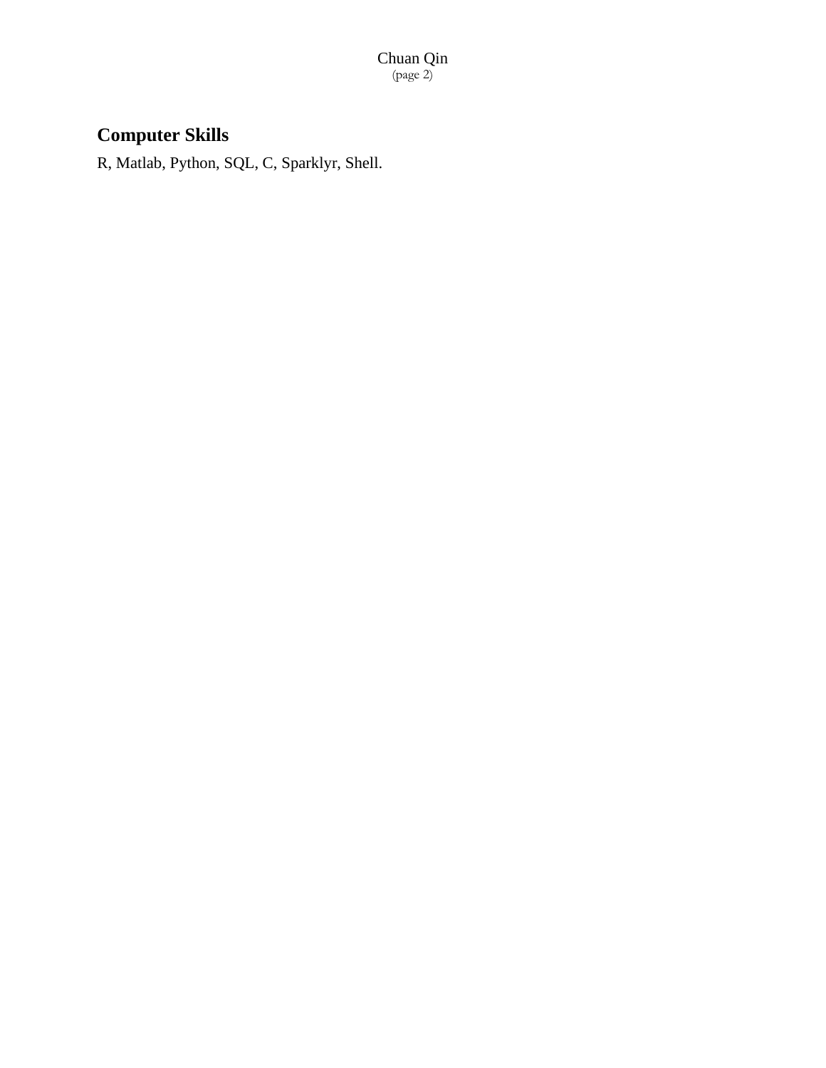## Computer Skills

R, Matlab, Python, SQL, C, Sparklyr, Shell.